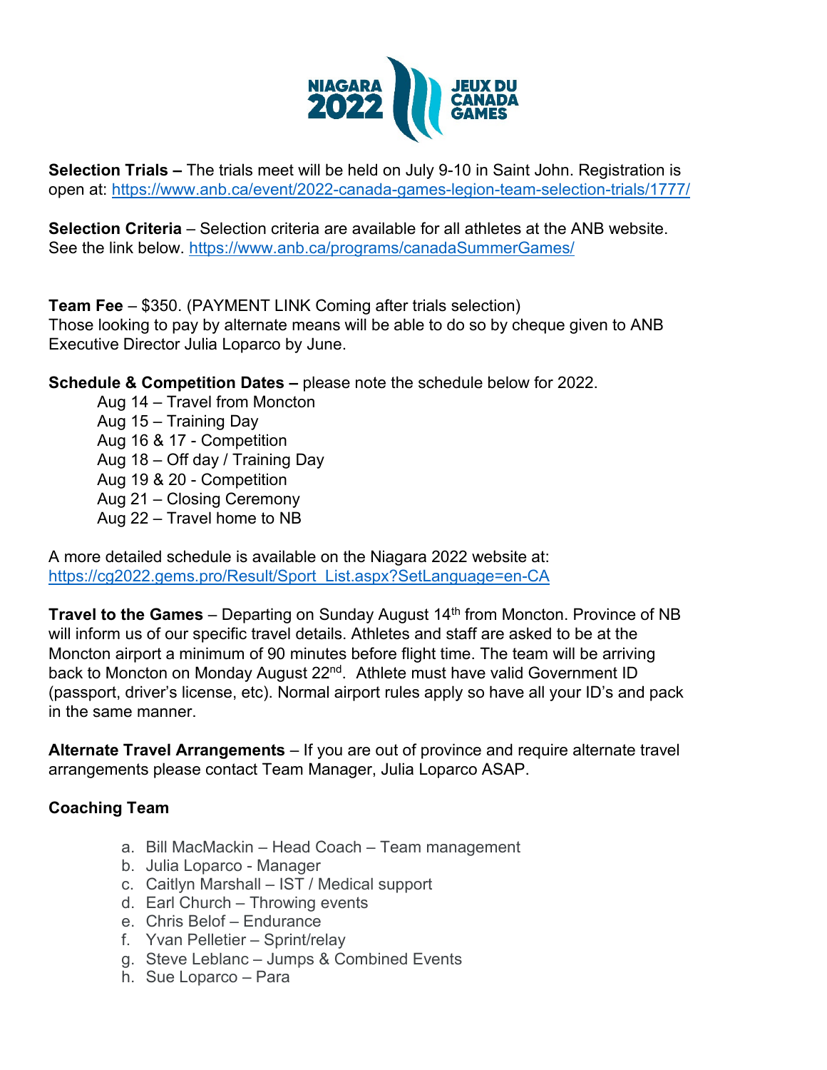**Selection Trials –** The trials meet will be held on July 9-10 in Saint John. Registration is open at: https://www.anb.ca/event/2022-canada-games-legion-team-selection-trials/1777/

**Selection Criteria** – Selection criteria are available for all athletes at the ANB website. See the link below. https://www.anb.ca/programs/canadaSummerGames/

**Team Fee** – $350. (PAYMENT LINK Coming after trials selection)
Those looking to pay by alternate means will be able to do so by cheque given to ANB Executive Director Julia Loparco by June.

**Schedule & Competition Dates –** please note the schedule below for 2022.

- Aug 14 – Travel from Moncton
- Aug 15 – Training Day
- Aug 16 & 17 - Competition
- Aug 18 – Off day / Training Day
- Aug 19 & 20 - Competition
- Aug 21 – Closing Ceremony
- Aug 22 – Travel home to NB

A more detailed schedule is available on the Niagara 2022 website at: https://cg2022.gems.pro/Result/Sport_List.aspx?SetLanguage=en-CA

**Travel to the Games** – Departing on Sunday August 14th from Moncton. Province of NB will inform us of our specific travel details. Athletes and staff are asked to be at the Moncton airport a minimum of 90 minutes before flight time. The team will be arriving back to Moncton on Monday August 22nd. Athlete must have valid Government ID (passport, driver's license, etc). Normal airport rules apply so have all your ID's and pack in the same manner.

**Alternate Travel Arrangements** – If you are out of province and require alternate travel arrangements please contact Team Manager, Julia Loparco ASAP.

**Coaching Team**

a. Bill MacMackin – Head Coach – Team management
b. Julia Loparco - Manager
c. Caitlyn Marshall – IST / Medical support
d. Earl Church – Throwing events
e. Chris Belof – Endurance
f. Yvan Pelletier – Sprint/relay
g. Steve Leblanc – Jumps & Combined Events
h. Sue Loparco – Para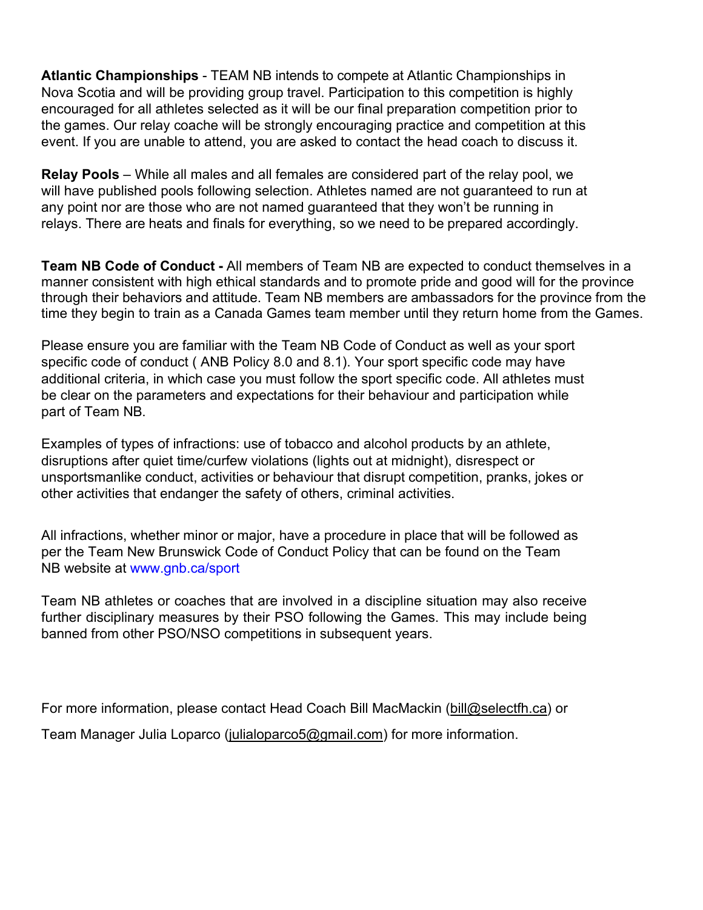**Atlantic Championships** - TEAM NB intends to compete at Atlantic Championships in Nova Scotia and will be providing group travel. Participation to this competition is highly encouraged for all athletes selected as it will be our final preparation competition prior to the games. Our relay coache will be strongly encouraging practice and competition at this event. If you are unable to attend, you are asked to contact the head coach to discuss it.

**Relay Pools** – While all males and all females are considered part of the relay pool, we will have published pools following selection. Athletes named are not guaranteed to run at any point nor are those who are not named guaranteed that they won't be running in relays. There are heats and finals for everything, so we need to be prepared accordingly.

**Team NB Code of Conduct -** All members of Team NB are expected to conduct themselves in a manner consistent with high ethical standards and to promote pride and good will for the province through their behaviors and attitude. Team NB members are ambassadors for the province from the time they begin to train as a Canada Games team member until they return home from the Games.

Please ensure you are familiar with the Team NB Code of Conduct as well as your sport specific code of conduct ( ANB Policy 8.0 and 8.1). Your sport specific code may have additional criteria, in which case you must follow the sport specific code. All athletes must be clear on the parameters and expectations for their behaviour and participation while part of Team NB.

Examples of types of infractions: use of tobacco and alcohol products by an athlete, disruptions after quiet time/curfew violations (lights out at midnight), disrespect or unsportsmanlike conduct, activities or behaviour that disrupt competition, pranks, jokes or other activities that endanger the safety of others, criminal activities.

All infractions, whether minor or major, have a procedure in place that will be followed as per the Team New Brunswick Code of Conduct Policy that can be found on the Team NB website at www.gnb.ca/sport

Team NB athletes or coaches that are involved in a discipline situation may also receive further disciplinary measures by their PSO following the Games. This may include being banned from other PSO/NSO competitions in subsequent years.

For more information, please contact Head Coach Bill MacMackin (bill@selectfh.ca) or

Team Manager Julia Loparco (julialoparco5@gmail.com) for more information.